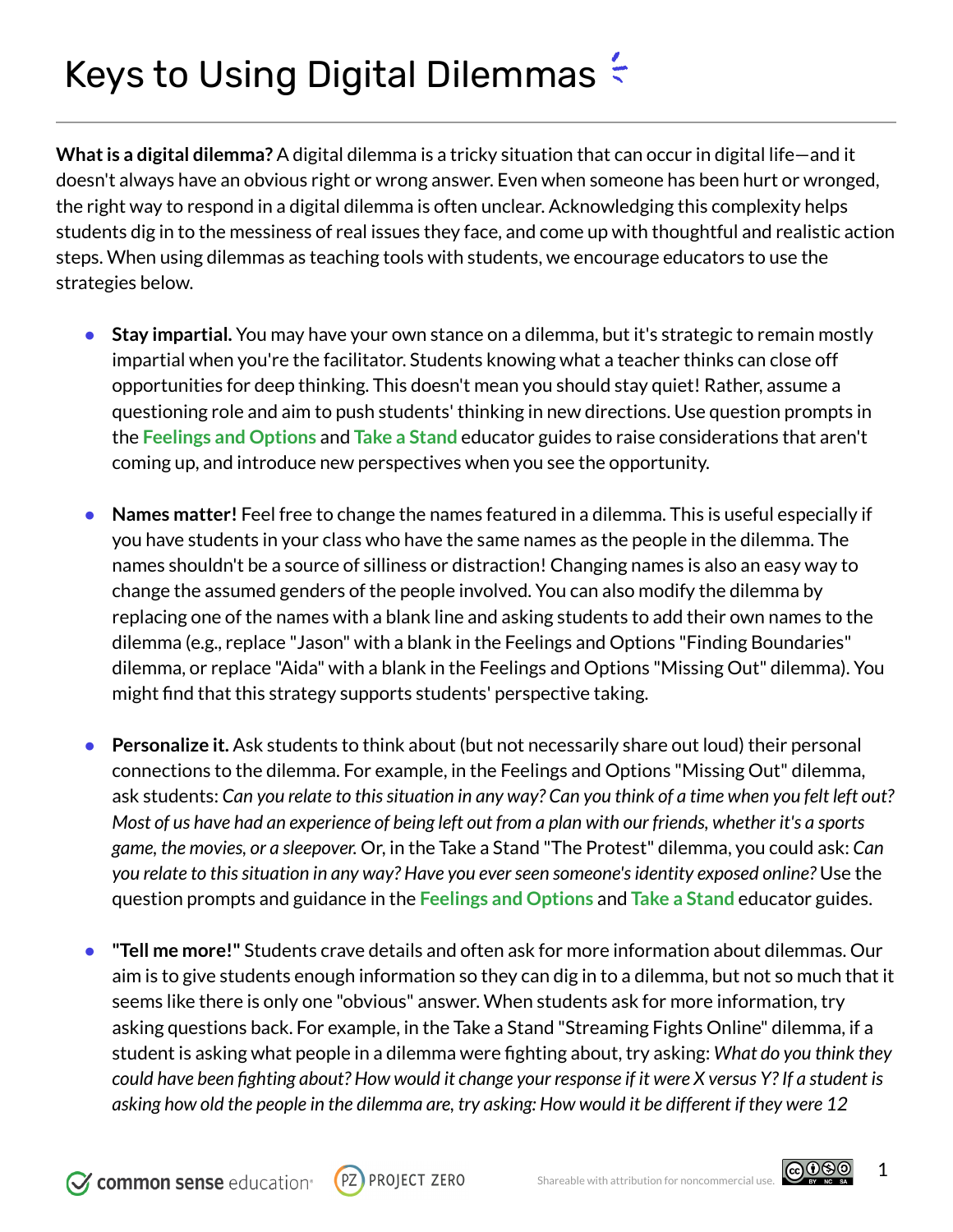# Keys to Using Digital Dilemmas

**What is a digital dilemma?** A digital dilemma is a tricky situation that can occur in digital life—and it doesn't always have an obvious right or wrong answer. Even when someone has been hurt or wronged, the right way to respond in a digital dilemma is often unclear. Acknowledging this complexity helps students dig in to the messiness of real issues they face, and come up with thoughtful and realistic action steps. When using dilemmas as teaching tools with students, we encourage educators to use the strategies below.

- **Stay impartial.** You may have your own stance on a dilemma, but it's strategic to remain mostly impartial when you're the facilitator. Students knowing what a teacher thinks can close off opportunities for deep thinking. This doesn't mean you should stay quiet! Rather, assume a questioning role and aim to push students' thinking in new directions. Use question prompts in the Feelings and Options and Take a Stand educator guides to raise considerations that aren't coming up, and introduce new perspectives when you see the opportunity.

- **Names matter!** Feel free to change the names featured in a dilemma. This is useful especially if you have students in your class who have the same names as the people in the dilemma. The names shouldn't be a source of silliness or distraction! Changing names is also an easy way to change the assumed genders of the people involved. You can also modify the dilemma by replacing one of the names with a blank line and asking students to add their own names to the dilemma (e.g., replace "Jason" with a blank in the Feelings and Options "Finding Boundaries" dilemma, or replace "Aida" with a blank in the Feelings and Options "Missing Out" dilemma). You might find that this strategy supports students' perspective taking.

- **Personalize it.** Ask students to think about (but not necessarily share out loud) their personal connections to the dilemma. For example, in the Feelings and Options "Missing Out" dilemma, ask students: *Can you relate to this situation in any way? Can you think of a time when you felt left out? Most of us have had an experience of being left out from a plan with our friends, whether it's a sports game, the movies, or a sleepover.* Or, in the Take a Stand "The Protest" dilemma, you could ask: *Can you relate to this situation in any way? Have you ever seen someone's identity exposed online?* Use the question prompts and guidance in the Feelings and Options and Take a Stand educator guides.

- **"Tell me more!"** Students crave details and often ask for more information about dilemmas. Our aim is to give students enough information so they can dig in to a dilemma, but not so much that it seems like there is only one "obvious" answer. When students ask for more information, try asking questions back. For example, in the Take a Stand "Streaming Fights Online" dilemma, if a student is asking what people in a dilemma were fighting about, try asking: *What do you think they could have been fighting about? How would it change your response if it were X versus Y? If a student is asking how old the people in the dilemma are, try asking: How would it be different if they were 12*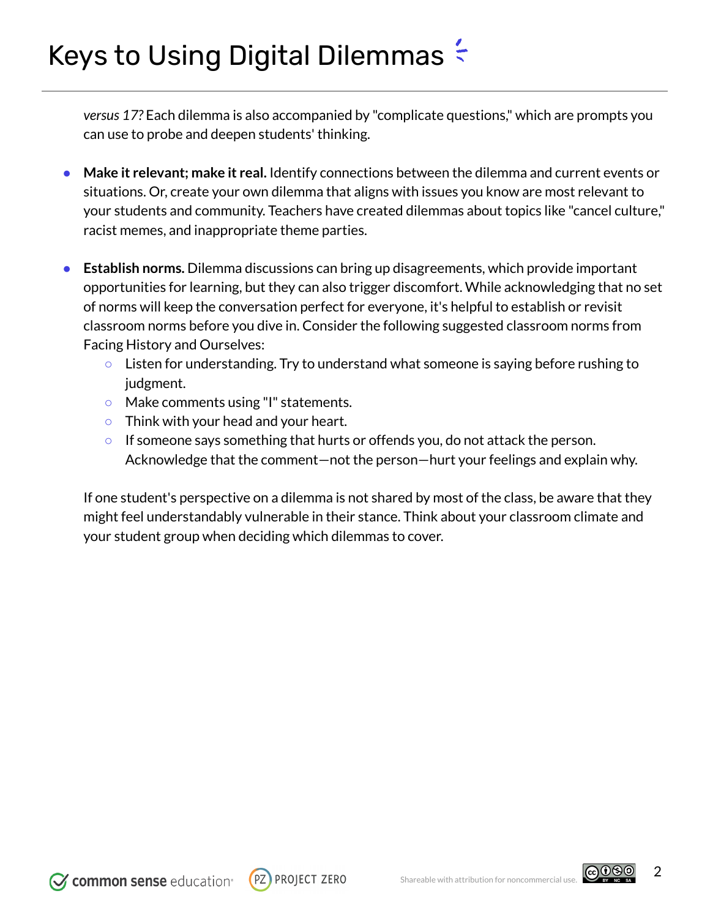# Keys to Using Digital Dilemmas

*versus 17?* Each dilemma is also accompanied by "complicate questions," which are prompts you can use to probe and deepen students' thinking.

- **Make it relevant; make it real.** Identify connections between the dilemma and current events or situations. Or, create your own dilemma that aligns with issues you know are most relevant to your students and community. Teachers have created dilemmas about topics like "cancel culture," racist memes, and inappropriate theme parties.

- **Establish norms.** Dilemma discussions can bring up disagreements, which provide important opportunities for learning, but they can also trigger discomfort. While acknowledging that no set of norms will keep the conversation perfect for everyone, it's helpful to establish or revisit classroom norms before you dive in. Consider the following suggested classroom norms from Facing History and Ourselves:
  - Listen for understanding. Try to understand what someone is saying before rushing to judgment.
  - Make comments using "I" statements.
  - Think with your head and your heart.
  - If someone says something that hurts or offends you, do not attack the person. Acknowledge that the comment—not the person—hurt your feelings and explain why.

  If one student's perspective on a dilemma is not shared by most of the class, be aware that they might feel understandably vulnerable in their stance. Think about your classroom climate and your student group when deciding which dilemmas to cover.